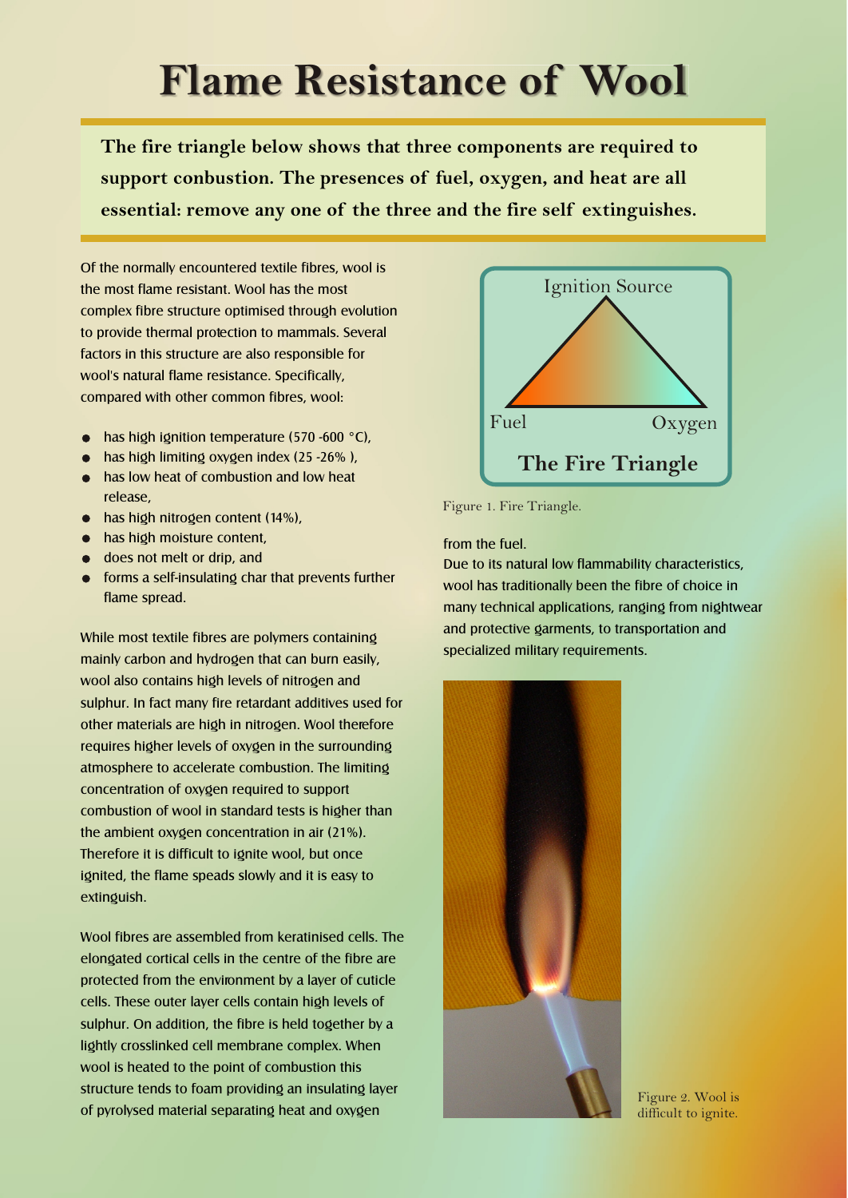# Flame Resistance of Wool

**The fire triangle below shows that three components are required to support conbustion. The presences of fuel, oxygen, and heat are all essential: remove any one of the three and the fire self extinguishes.**

Of the normally encountered textile fibres, wool is the most flame resistant. Wool has the most complex fibre structure optimised through evolution to provide thermal protection to mammals. Several factors in this structure are also responsible for wool's natural flame resistance. Specifically, compared with other common fibres, wool:

- has high ignition temperature (570 -600 °C),
- has high limiting oxygen index (25 -26% ),
- has low heat of combustion and low heat release,
- has high nitrogen content (14%),
- has high moisture content,
- does not melt or drip, and
- forms a self-insulating char that prevents further flame spread.

While most textile fibres are polymers containing mainly carbon and hydrogen that can burn easily, wool also contains high levels of nitrogen and sulphur. In fact many fire retardant additives used for other materials are high in nitrogen. Wool therefore requires higher levels of oxygen in the surrounding atmosphere to accelerate combustion. The limiting concentration of oxygen required to support combustion of wool in standard tests is higher than the ambient oxygen concentration in air (21%). Therefore it is difficult to ignite wool, but once ignited, the flame speads slowly and it is easy to extinguish.

Wool fibres are assembled from keratinised cells. The elongated cortical cells in the centre of the fibre are protected from the environment by a layer of cuticle cells. These outer layer cells contain high levels of sulphur. On addition, the fibre is held together by a lightly crosslinked cell membrane complex. When wool is heated to the point of combustion this structure tends to foam providing an insulating layer of pyrolysed material separating heat and oxygen from the fuel.

Ignition Source

Fuel — Oxygen

**The Fire Triangle**

Figure 1. Fire Triangle.

Due to its natural low flammability characteristics, wool has traditionally been the fibre of choice in many technical applications, ranging from nightwear and protective garments, to transportation and specialized military requirements.

Figure 2. Wool is difficult to ignite.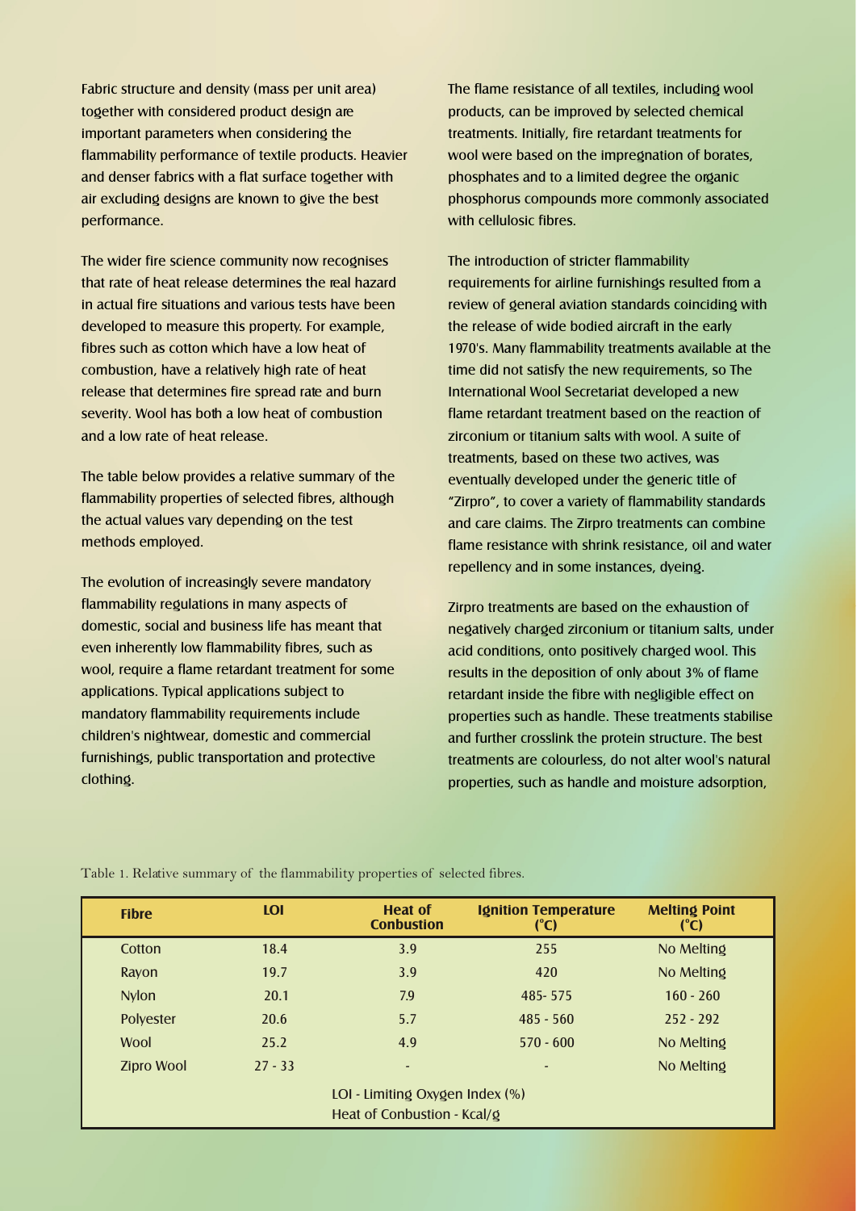Fabric structure and density (mass per unit area) together with considered product design are important parameters when considering the flammability performance of textile products. Heavier and denser fabrics with a flat surface together with air excluding designs are known to give the best performance.

The wider fire science community now recognises that rate of heat release determines the real hazard in actual fire situations and various tests have been developed to measure this property. For example, fibres such as cotton which have a low heat of combustion, have a relatively high rate of heat release that determines fire spread rate and burn severity. Wool has both a low heat of combustion and a low rate of heat release.

The table below provides a relative summary of the flammability properties of selected fibres, although the actual values vary depending on the test methods employed.

The evolution of increasingly severe mandatory flammability regulations in many aspects of domestic, social and business life has meant that even inherently low flammability fibres, such as wool, require a flame retardant treatment for some applications. Typical applications subject to mandatory flammability requirements include children's nightwear, domestic and commercial furnishings, public transportation and protective clothing.

The flame resistance of all textiles, including wool products, can be improved by selected chemical treatments. Initially, fire retardant treatments for wool were based on the impregnation of borates, phosphates and to a limited degree the organic phosphorus compounds more commonly associated with cellulosic fibres.

The introduction of stricter flammability requirements for airline furnishings resulted from a review of general aviation standards coinciding with the release of wide bodied aircraft in the early 1970's. Many flammability treatments available at the time did not satisfy the new requirements, so The International Wool Secretariat developed a new flame retardant treatment based on the reaction of zirconium or titanium salts with wool. A suite of treatments, based on these two actives, was eventually developed under the generic title of "Zirpro", to cover a variety of flammability standards and care claims. The Zirpro treatments can combine flame resistance with shrink resistance, oil and water repellency and in some instances, dyeing.

Zirpro treatments are based on the exhaustion of negatively charged zirconium or titanium salts, under acid conditions, onto positively charged wool. This results in the deposition of only about 3% of flame retardant inside the fibre with negligible effect on properties such as handle. These treatments stabilise and further crosslink the protein structure. The best treatments are colourless, do not alter wool's natural properties, such as handle and moisture adsorption,

Table 1. Relative summary of the flammability properties of selected fibres.

| Fibre | LOI | Heat of Conbustion | Ignition Temperature (°C) | Melting Point (°C) |
|---|---|---|---|---|
| Cotton | 18.4 | 3.9 | 255 | No Melting |
| Rayon | 19.7 | 3.9 | 420 | No Melting |
| Nylon | 20.1 | 7.9 | 485- 575 | 160 - 260 |
| Polyester | 20.6 | 5.7 | 485 - 560 | 252 - 292 |
| Wool | 25.2 | 4.9 | 570 - 600 | No Melting |
| Zipro Wool | 27 - 33 | - | - | No Melting |

LOI - Limiting Oxygen Index (%)
Heat of Conbustion - Kcal/g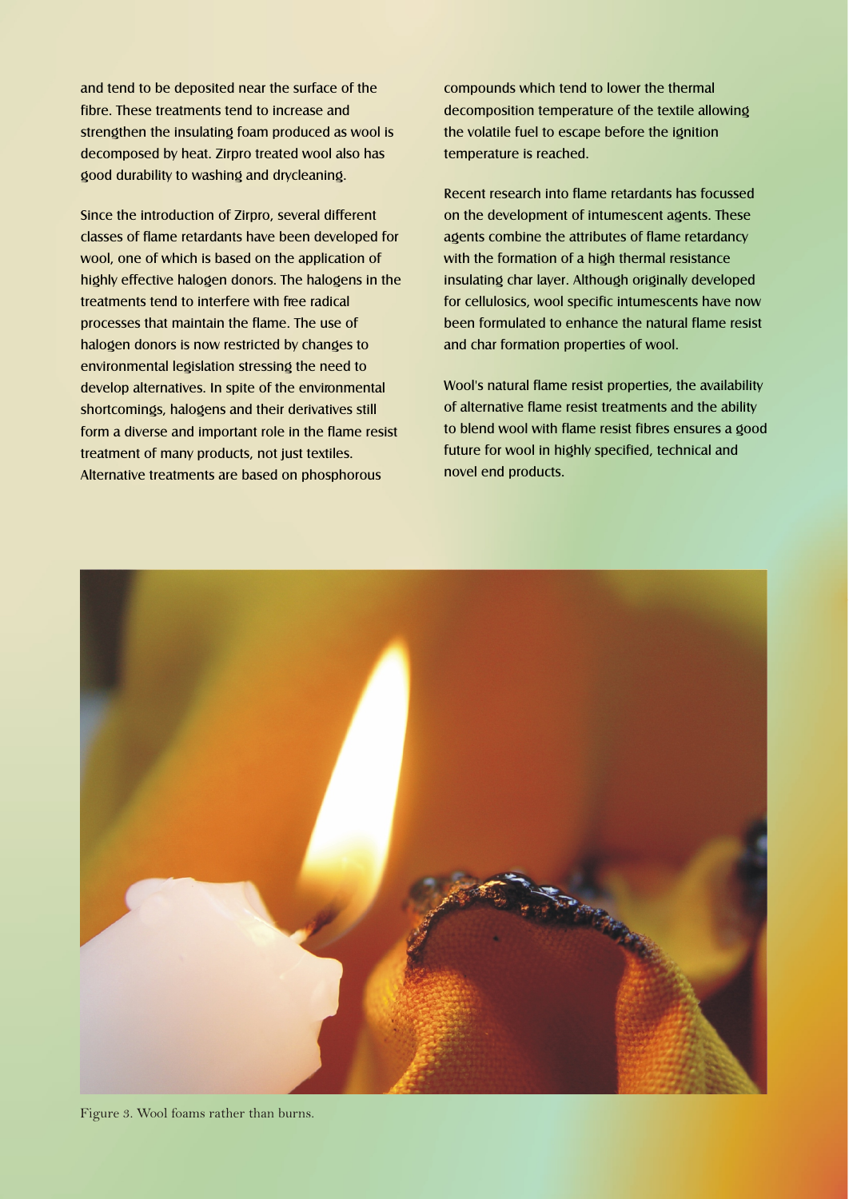and tend to be deposited near the surface of the fibre. These treatments tend to increase and strengthen the insulating foam produced as wool is decomposed by heat. Zirpro treated wool also has good durability to washing and drycleaning.

Since the introduction of Zirpro, several different classes of flame retardants have been developed for wool, one of which is based on the application of highly effective halogen donors. The halogens in the treatments tend to interfere with free radical processes that maintain the flame. The use of halogen donors is now restricted by changes to environmental legislation stressing the need to develop alternatives. In spite of the environmental shortcomings, halogens and their derivatives still form a diverse and important role in the flame resist treatment of many products, not just textiles. Alternative treatments are based on phosphorous compounds which tend to lower the thermal decomposition temperature of the textile allowing the volatile fuel to escape before the ignition temperature is reached.

Recent research into flame retardants has focussed on the development of intumescent agents. These agents combine the attributes of flame retardancy with the formation of a high thermal resistance insulating char layer. Although originally developed for cellulosics, wool specific intumescents have now been formulated to enhance the natural flame resist and char formation properties of wool.

Wool's natural flame resist properties, the availability of alternative flame resist treatments and the ability to blend wool with flame resist fibres ensures a good future for wool in highly specified, technical and novel end products.

Figure 3. Wool foams rather than burns.